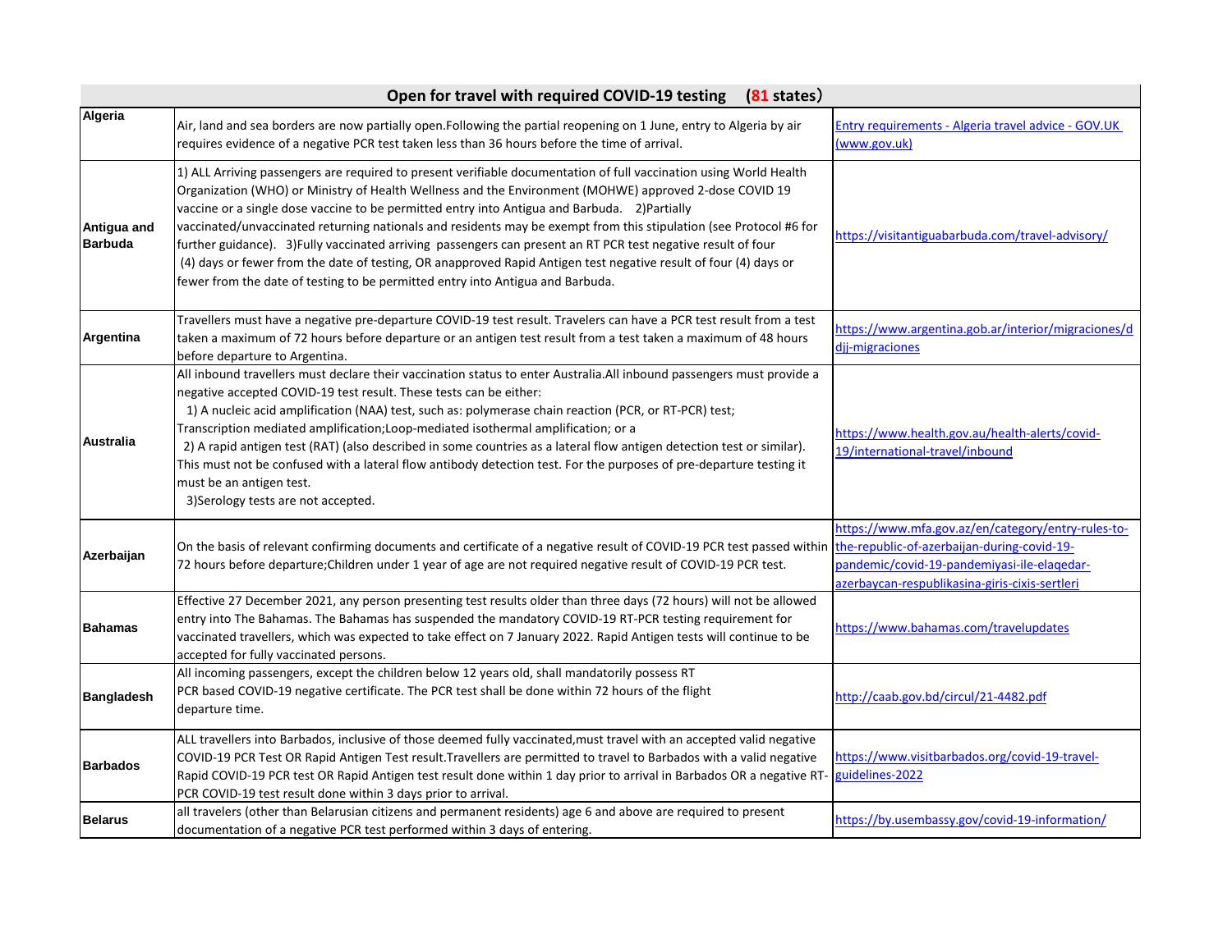| Open for travel with required COVID-19 testing (81 states) | | |
|---|---|---|
| **Algeria** | Air, land and sea borders are now partially open.Following the partial reopening on 1 June, entry to Algeria by air requires evidence of a negative PCR test taken less than 36 hours before the time of arrival. | Entry requirements - Algeria travel advice - GOV.UK (www.gov.uk) |
| **Antigua and Barbuda** | 1) ALL Arriving passengers are required to present verifiable documentation of full vaccination using World Health Organization (WHO) or Ministry of Health Wellness and the Environment (MOHWE) approved 2-dose COVID 19 vaccine or a single dose vaccine to be permitted entry into Antigua and Barbuda. 2)Partially vaccinated/unvaccinated returning nationals and residents may be exempt from this stipulation (see Protocol #6 for further guidance). 3)Fully vaccinated arriving passengers can present an RT PCR test negative result of four (4) days or fewer from the date of testing, OR anapproved Rapid Antigen test negative result of four (4) days or fewer from the date of testing to be permitted entry into Antigua and Barbuda. | https://visitantiguabarbuda.com/travel-advisory/ |
| **Argentina** | Travellers must have a negative pre-departure COVID-19 test result. Travelers can have a PCR test result from a test taken a maximum of 72 hours before departure or an antigen test result from a test taken a maximum of 48 hours before departure to Argentina. | https://www.argentina.gob.ar/interior/migraciones/ddjj-migraciones |
| **Australia** | All inbound travellers must declare their vaccination status to enter Australia.All inbound passengers must provide a negative accepted COVID-19 test result. These tests can be either:<br>1) A nucleic acid amplification (NAA) test, such as: polymerase chain reaction (PCR, or RT-PCR) test; Transcription mediated amplification;Loop-mediated isothermal amplification; or a<br>2) A rapid antigen test (RAT) (also described in some countries as a lateral flow antigen detection test or similar). This must not be confused with a lateral flow antibody detection test. For the purposes of pre-departure testing it must be an antigen test.<br>3)Serology tests are not accepted. | https://www.health.gov.au/health-alerts/covid-19/international-travel/inbound |
| **Azerbaijan** | On the basis of relevant confirming documents and certificate of a negative result of COVID-19 PCR test passed within 72 hours before departure;Children under 1 year of age are not required negative result of COVID-19 PCR test. | https://www.mfa.gov.az/en/category/entry-rules-to-the-republic-of-azerbaijan-during-covid-19-pandemic/covid-19-pandemiyasi-ile-elaqedar-azerbaycan-respublikasina-giris-cixis-sertleri |
| **Bahamas** | Effective 27 December 2021, any person presenting test results older than three days (72 hours) will not be allowed entry into The Bahamas. The Bahamas has suspended the mandatory COVID-19 RT-PCR testing requirement for vaccinated travellers, which was expected to take effect on 7 January 2022. Rapid Antigen tests will continue to be accepted for fully vaccinated persons. | https://www.bahamas.com/travelupdates |
| **Bangladesh** | All incoming passengers, except the children below 12 years old, shall mandatorily possess RT PCR based COVID-19 negative certificate. The PCR test shall be done within 72 hours of the flight departure time. | http://caab.gov.bd/circul/21-4482.pdf |
| **Barbados** | ALL travellers into Barbados, inclusive of those deemed fully vaccinated,must travel with an accepted valid negative COVID-19 PCR Test OR Rapid Antigen Test result.Travellers are permitted to travel to Barbados with a valid negative Rapid COVID-19 PCR test OR Rapid Antigen test result done within 1 day prior to arrival in Barbados OR a negative RT-PCR COVID-19 test result done within 3 days prior to arrival. | https://www.visitbarbados.org/covid-19-travel-guidelines-2022 |
| **Belarus** | all travelers (other than Belarusian citizens and permanent residents) age 6 and above are required to present documentation of a negative PCR test performed within 3 days of entering. | https://by.usembassy.gov/covid-19-information/ |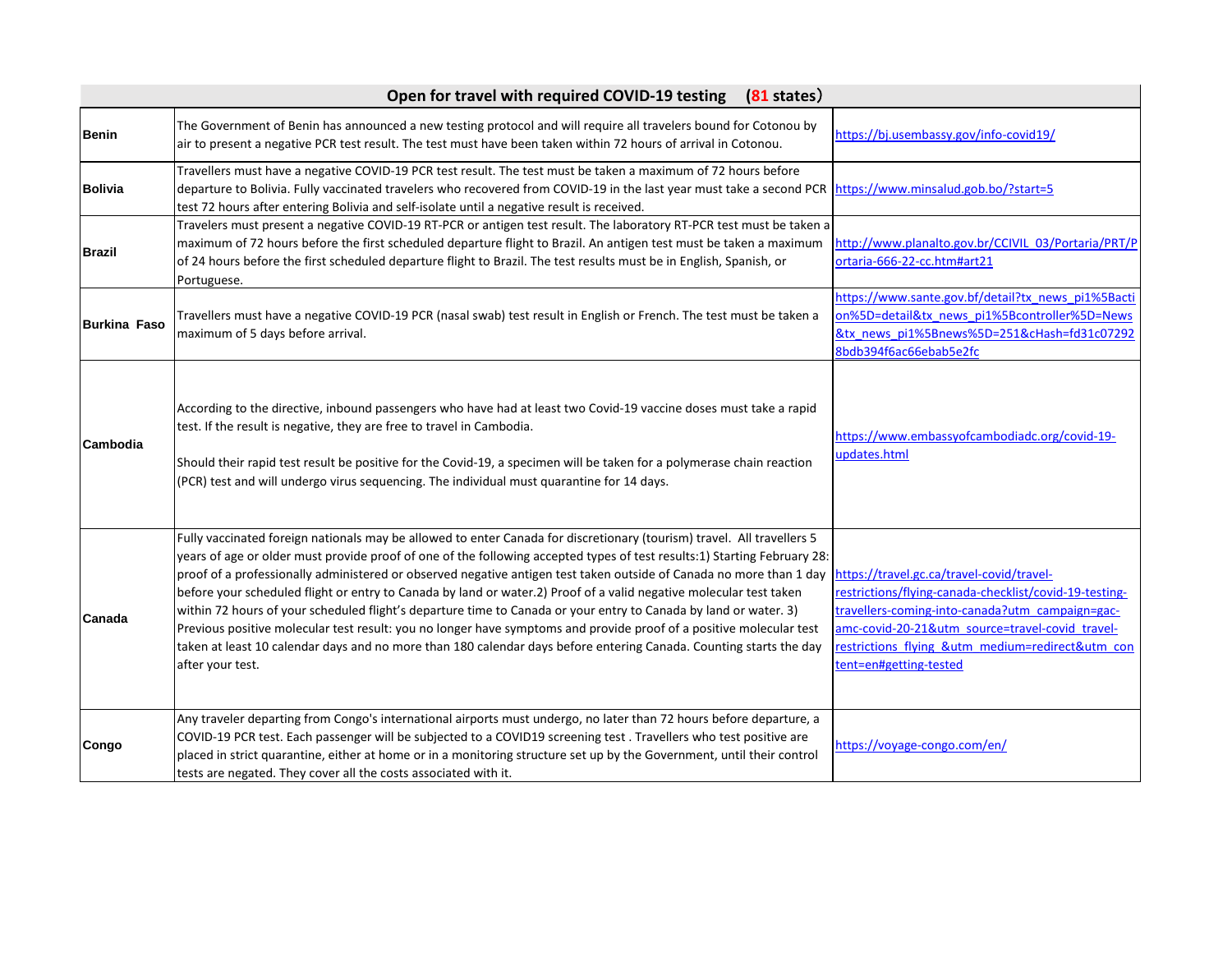| Open for travel with required COVID-19 testing (81 states) | | |
|---|---|---|
| **Benin** | The Government of Benin has announced a new testing protocol and will require all travelers bound for Cotonou by air to present a negative PCR test result. The test must have been taken within 72 hours of arrival in Cotonou. | https://bj.usembassy.gov/info-covid19/ |
| **Bolivia** | Travellers must have a negative COVID-19 PCR test result. The test must be taken a maximum of 72 hours before departure to Bolivia. Fully vaccinated travelers who recovered from COVID-19 in the last year must take a second PCR test 72 hours after entering Bolivia and self-isolate until a negative result is received. | https://www.minsalud.gob.bo/?start=5 |
| **Brazil** | Travelers must present a negative COVID-19 RT-PCR or antigen test result. The laboratory RT-PCR test must be taken a maximum of 72 hours before the first scheduled departure flight to Brazil. An antigen test must be taken a maximum of 24 hours before the first scheduled departure flight to Brazil. The test results must be in English, Spanish, or Portuguese. | http://www.planalto.gov.br/CCIVIL_03/Portaria/PRT/Portaria-666-22-cc.htm#art21 |
| **Burkina Faso** | Travellers must have a negative COVID-19 PCR (nasal swab) test result in English or French. The test must be taken a maximum of 5 days before arrival. | https://www.sante.gov.bf/detail?tx_news_pi1%5Baction%5D=detail&tx_news_pi1%5Bcontroller%5D=News&tx_news_pi1%5Bnews%5D=251&cHash=fd31c072928bdb394f6ac66ebab5e2fc |
| **Cambodia** | According to the directive, inbound passengers who have had at least two Covid-19 vaccine doses must take a rapid test. If the result is negative, they are free to travel in Cambodia.<br><br>Should their rapid test result be positive for the Covid-19, a specimen will be taken for a polymerase chain reaction (PCR) test and will undergo virus sequencing. The individual must quarantine for 14 days. | https://www.embassyofcambodiadc.org/covid-19-updates.html |
| **Canada** | Fully vaccinated foreign nationals may be allowed to enter Canada for discretionary (tourism) travel. All travellers 5 years of age or older must provide proof of one of the following accepted types of test results:1) Starting February 28: proof of a professionally administered or observed negative antigen test taken outside of Canada no more than 1 day before your scheduled flight or entry to Canada by land or water.2) Proof of a valid negative molecular test taken within 72 hours of your scheduled flight's departure time to Canada or your entry to Canada by land or water. 3) Previous positive molecular test result: you no longer have symptoms and provide proof of a positive molecular test taken at least 10 calendar days and no more than 180 calendar days before entering Canada. Counting starts the day after your test. | https://travel.gc.ca/travel-covid/travel-restrictions/flying-canada-checklist/covid-19-testing-travellers-coming-into-canada?utm_campaign=gac-amc-covid-20-21&utm_source=travel-covid_travel-restrictions_flying_&utm_medium=redirect&utm_content=en#getting-tested |
| **Congo** | Any traveler departing from Congo's international airports must undergo, no later than 72 hours before departure, a COVID-19 PCR test. Each passenger will be subjected to a COVID19 screening test . Travellers who test positive are placed in strict quarantine, either at home or in a monitoring structure set up by the Government, until their control tests are negated. They cover all the costs associated with it. | https://voyage-congo.com/en/ |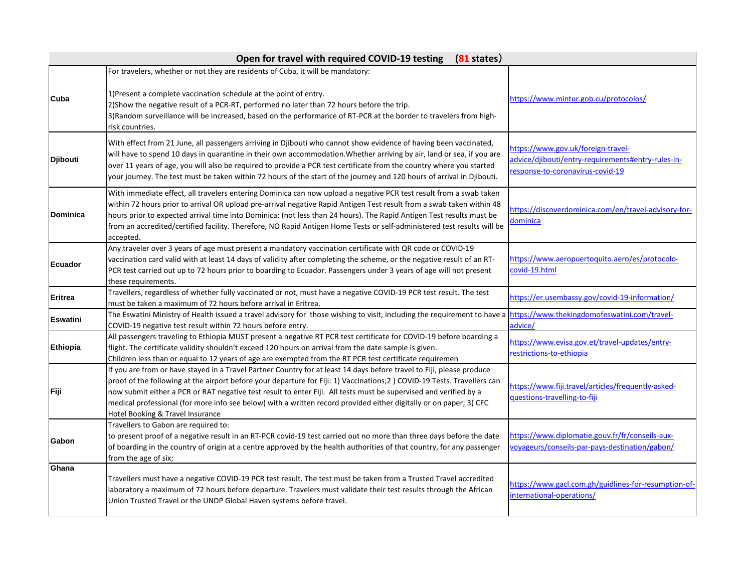| Open for travel with required COVID-19 testing (81 states) | | |
|---|---|---|
| Cuba | For travelers, whether or not they are residents of Cuba, it will be mandatory:<br><br>1)Present a complete vaccination schedule at the point of entry.<br>2)Show the negative result of a PCR-RT, performed no later than 72 hours before the trip.<br>3)Random surveillance will be increased, based on the performance of RT-PCR at the border to travelers from high-risk countries. | https://www.mintur.gob.cu/protocolos/ |
| Djibouti | With effect from 21 June, all passengers arriving in Djibouti who cannot show evidence of having been vaccinated, will have to spend 10 days in quarantine in their own accommodation.Whether arriving by air, land or sea, if you are over 11 years of age, you will also be required to provide a PCR test certificate from the country where you started your journey. The test must be taken within 72 hours of the start of the journey and 120 hours of arrival in Djibouti. | https://www.gov.uk/foreign-travel-advice/djibouti/entry-requirements#entry-rules-in-response-to-coronavirus-covid-19 |
| Dominica | With immediate effect, all travelers entering Dominica can now upload a negative PCR test result from a swab taken within 72 hours prior to arrival OR upload pre-arrival negative Rapid Antigen Test result from a swab taken within 48 hours prior to expected arrival time into Dominica; (not less than 24 hours). The Rapid Antigen Test results must be from an accredited/certified facility. Therefore, NO Rapid Antigen Home Tests or self-administered test results will be accepted. | https://discoverdominica.com/en/travel-advisory-for-dominica |
| Ecuador | Any traveler over 3 years of age must present a mandatory vaccination certificate with QR code or COVID-19 vaccination card valid with at least 14 days of validity after completing the scheme, or the negative result of an RT-PCR test carried out up to 72 hours prior to boarding to Ecuador. Passengers under 3 years of age will not present these requirements. | https://www.aeropuertoquito.aero/es/protocolo-covid-19.html |
| Eritrea | Travellers, regardless of whether fully vaccinated or not, must have a negative COVID-19 PCR test result. The test must be taken a maximum of 72 hours before arrival in Eritrea. | https://er.usembassy.gov/covid-19-information/ |
| Eswatini | The Eswatini Ministry of Health issued a travel advisory for those wishing to visit, including the requirement to have a COVID-19 negative test result within 72 hours before entry. | https://www.thekingdomofeswatini.com/travel-advice/ |
| Ethiopia | All passengers traveling to Ethiopia MUST present a negative RT PCR test certificate for COVID-19 before boarding a flight. The certificate validity shouldn't exceed 120 hours on arrival from the date sample is given.<br>Children less than or equal to 12 years of age are exempted from the RT PCR test certificate requiremen | https://www.evisa.gov.et/travel-updates/entry-restrictions-to-ethiopia |
| Fiji | If you are from or have stayed in a Travel Partner Country for at least 14 days before travel to Fiji, please produce proof of the following at the airport before your departure for Fiji: 1) Vaccinations;2 ) COVID-19 Tests. Travellers can now submit either a PCR or RAT negative test result to enter Fiji. All tests must be supervised and verified by a medical professional (for more info see below) with a written record provided either digitally or on paper; 3) CFC Hotel Booking & Travel Insurance | https://www.fiji.travel/articles/frequently-asked-questions-travelling-to-fiji |
| Gabon | Travellers to Gabon are required to:<br>to present proof of a negative result in an RT-PCR covid-19 test carried out no more than three days before the date of boarding in the country of origin at a centre approved by the health authorities of that country, for any passenger from the age of six; | https://www.diplomatie.gouv.fr/fr/conseils-aux-voyageurs/conseils-par-pays-destination/gabon/ |
| Ghana | Travellers must have a negative COVID-19 PCR test result. The test must be taken from a Trusted Travel accredited laboratory a maximum of 72 hours before departure. Travelers must validate their test results through the African Union Trusted Travel or the UNDP Global Haven systems before travel. | https://www.gacl.com.gh/guidlines-for-resumption-of-international-operations/ |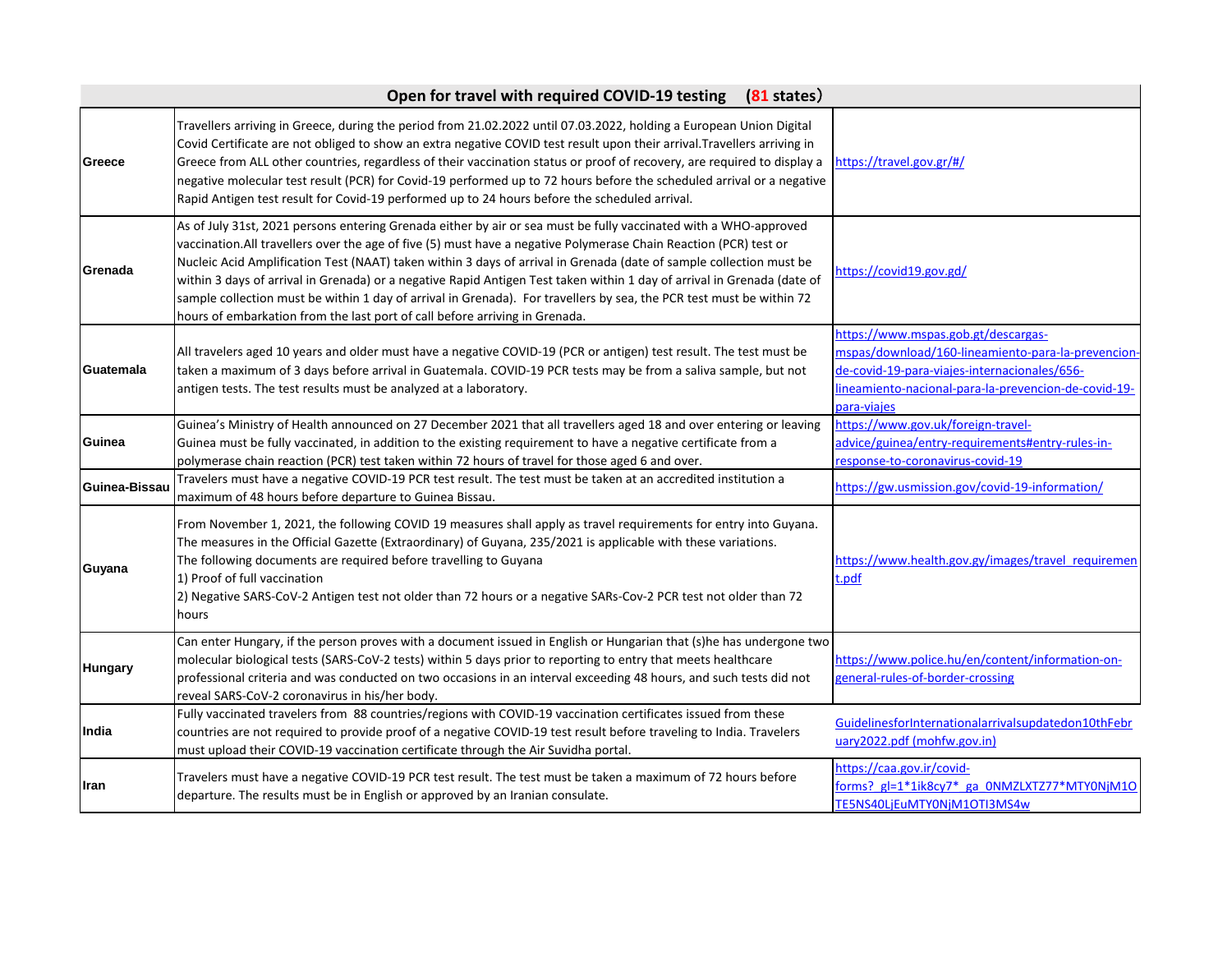| Open for travel with required COVID-19 testing (81 states) | | |
|---|---|---|
| **Greece** | Travellers arriving in Greece, during the period from 21.02.2022 until 07.03.2022, holding a European Union Digital Covid Certificate are not obliged to show an extra negative COVID test result upon their arrival.Travellers arriving in Greece from ALL other countries, regardless of their vaccination status or proof of recovery, are required to display a negative molecular test result (PCR) for Covid-19 performed up to 72 hours before the scheduled arrival or a negative Rapid Antigen test result for Covid-19 performed up to 24 hours before the scheduled arrival. | https://travel.gov.gr/#/ |
| **Grenada** | As of July 31st, 2021 persons entering Grenada either by air or sea must be fully vaccinated with a WHO-approved vaccination.All travellers over the age of five (5) must have a negative Polymerase Chain Reaction (PCR) test or Nucleic Acid Amplification Test (NAAT) taken within 3 days of arrival in Grenada (date of sample collection must be within 3 days of arrival in Grenada) or a negative Rapid Antigen Test taken within 1 day of arrival in Grenada (date of sample collection must be within 1 day of arrival in Grenada). For travellers by sea, the PCR test must be within 72 hours of embarkation from the last port of call before arriving in Grenada. | https://covid19.gov.gd/ |
| **Guatemala** | All travelers aged 10 years and older must have a negative COVID-19 (PCR or antigen) test result. The test must be taken a maximum of 3 days before arrival in Guatemala. COVID-19 PCR tests may be from a saliva sample, but not antigen tests. The test results must be analyzed at a laboratory. | https://www.mspas.gob.gt/descargas-mspas/download/160-lineamiento-para-la-prevencion-de-covid-19-para-viajes-internacionales/656-lineamiento-nacional-para-la-prevencion-de-covid-19-para-viajes |
| **Guinea** | Guinea's Ministry of Health announced on 27 December 2021 that all travellers aged 18 and over entering or leaving Guinea must be fully vaccinated, in addition to the existing requirement to have a negative certificate from a polymerase chain reaction (PCR) test taken within 72 hours of travel for those aged 6 and over. | https://www.gov.uk/foreign-travel-advice/guinea/entry-requirements#entry-rules-in-response-to-coronavirus-covid-19 |
| **Guinea-Bissau** | Travelers must have a negative COVID-19 PCR test result. The test must be taken at an accredited institution a maximum of 48 hours before departure to Guinea Bissau. | https://gw.usmission.gov/covid-19-information/ |
| **Guyana** | From November 1, 2021, the following COVID 19 measures shall apply as travel requirements for entry into Guyana. The measures in the Official Gazette (Extraordinary) of Guyana, 235/2021 is applicable with these variations. The following documents are required before travelling to Guyana<br>1) Proof of full vaccination<br>2) Negative SARS-CoV-2 Antigen test not older than 72 hours or a negative SARs-Cov-2 PCR test not older than 72 hours | https://www.health.gov.gy/images/travel_requirement.pdf |
| **Hungary** | Can enter Hungary, if the person proves with a document issued in English or Hungarian that (s)he has undergone two molecular biological tests (SARS-CoV-2 tests) within 5 days prior to reporting to entry that meets healthcare professional criteria and was conducted on two occasions in an interval exceeding 48 hours, and such tests did not reveal SARS-CoV-2 coronavirus in his/her body. | https://www.police.hu/en/content/information-on-general-rules-of-border-crossing |
| **India** | Fully vaccinated travelers from 88 countries/regions with COVID-19 vaccination certificates issued from these countries are not required to provide proof of a negative COVID-19 test result before traveling to India. Travelers must upload their COVID-19 vaccination certificate through the Air Suvidha portal. | GuidelinesforInternationalarrivalsupdatedon10thFebruary2022.pdf (mohfw.gov.in) |
| **Iran** | Travelers must have a negative COVID-19 PCR test result. The test must be taken a maximum of 72 hours before departure. The results must be in English or approved by an Iranian consulate. | https://caa.gov.ir/covid-forms?_gl=1*1ik8cy7*_ga_0NMZLXTZ77*MTY0NjM1OTE5NS40LjEuMTY0NjM1OTI3MS4w |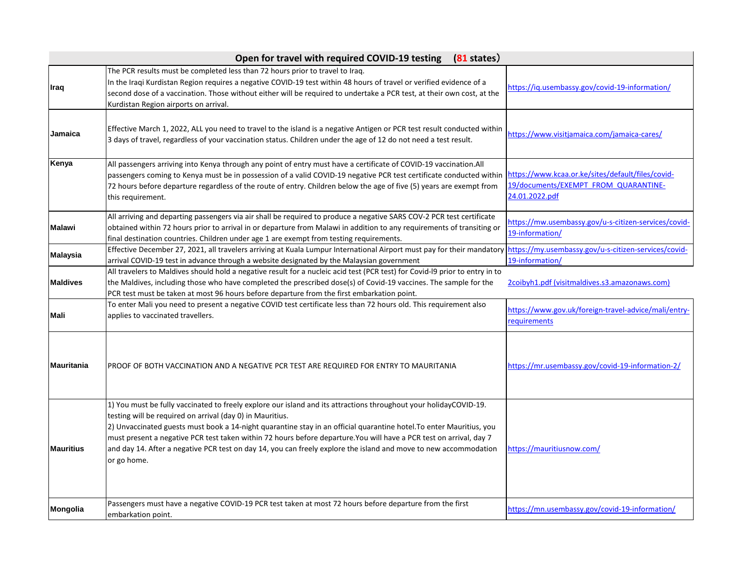| Open for travel with required COVID-19 testing (81 states) | | |
|---|---|---|
| **Iraq** | The PCR results must be completed less than 72 hours prior to travel to Iraq.<br>In the Iraqi Kurdistan Region requires a negative COVID-19 test within 48 hours of travel or verified evidence of a second dose of a vaccination. Those without either will be required to undertake a PCR test, at their own cost, at the Kurdistan Region airports on arrival. | https://iq.usembassy.gov/covid-19-information/ |
| **Jamaica** | Effective March 1, 2022, ALL you need to travel to the island is a negative Antigen or PCR test result conducted within 3 days of travel, regardless of your vaccination status. Children under the age of 12 do not need a test result. | https://www.visitjamaica.com/jamaica-cares/ |
| **Kenya** | All passengers arriving into Kenya through any point of entry must have a certificate of COVID-19 vaccination.All passengers coming to Kenya must be in possession of a valid COVID-19 negative PCR test certificate conducted within 72 hours before departure regardless of the route of entry. Children below the age of five (5) years are exempt from this requirement. | https://www.kcaa.or.ke/sites/default/files/covid-19/documents/EXEMPT_FROM_QUARANTINE-24.01.2022.pdf |
| **Malawi** | All arriving and departing passengers via air shall be required to produce a negative SARS COV-2 PCR test certificate obtained within 72 hours prior to arrival in or departure from Malawi in addition to any requirements of transiting or final destination countries. Children under age 1 are exempt from testing requirements. | https://mw.usembassy.gov/u-s-citizen-services/covid-19-information/ |
| **Malaysia** | Effective December 27, 2021, all travelers arriving at Kuala Lumpur International Airport must pay for their mandatory arrival COVID-19 test in advance through a website designated by the Malaysian government | https://my.usembassy.gov/u-s-citizen-services/covid-19-information/ |
| **Maldives** | All travelers to Maldives should hold a negative result for a nucleic acid test (PCR test) for Covid-l9 prior to entry in to the Maldives, including those who have completed the prescribed dose(s) of Covid-19 vaccines. The sample for the PCR test must be taken at most 96 hours before departure from the first embarkation point. | 2coibyh1.pdf (visitmaldives.s3.amazonaws.com) |
| **Mali** | To enter Mali you need to present a negative COVID test certificate less than 72 hours old. This requirement also applies to vaccinated travellers. | https://www.gov.uk/foreign-travel-advice/mali/entry-requirements |
| **Mauritania** | PROOF OF BOTH VACCINATION AND A NEGATIVE PCR TEST ARE REQUIRED FOR ENTRY TO MAURITANIA | https://mr.usembassy.gov/covid-19-information-2/ |
| **Mauritius** | 1) You must be fully vaccinated to freely explore our island and its attractions throughout your holidayCOVID-19. testing will be required on arrival (day 0) in Mauritius.<br>2) Unvaccinated guests must book a 14-night quarantine stay in an official quarantine hotel.To enter Mauritius, you must present a negative PCR test taken within 72 hours before departure.You will have a PCR test on arrival, day 7 and day 14. After a negative PCR test on day 14, you can freely explore the island and move to new accommodation or go home. | https://mauritiusnow.com/ |
| **Mongolia** | Passengers must have a negative COVID-19 PCR test taken at most 72 hours before departure from the first embarkation point. | https://mn.usembassy.gov/covid-19-information/ |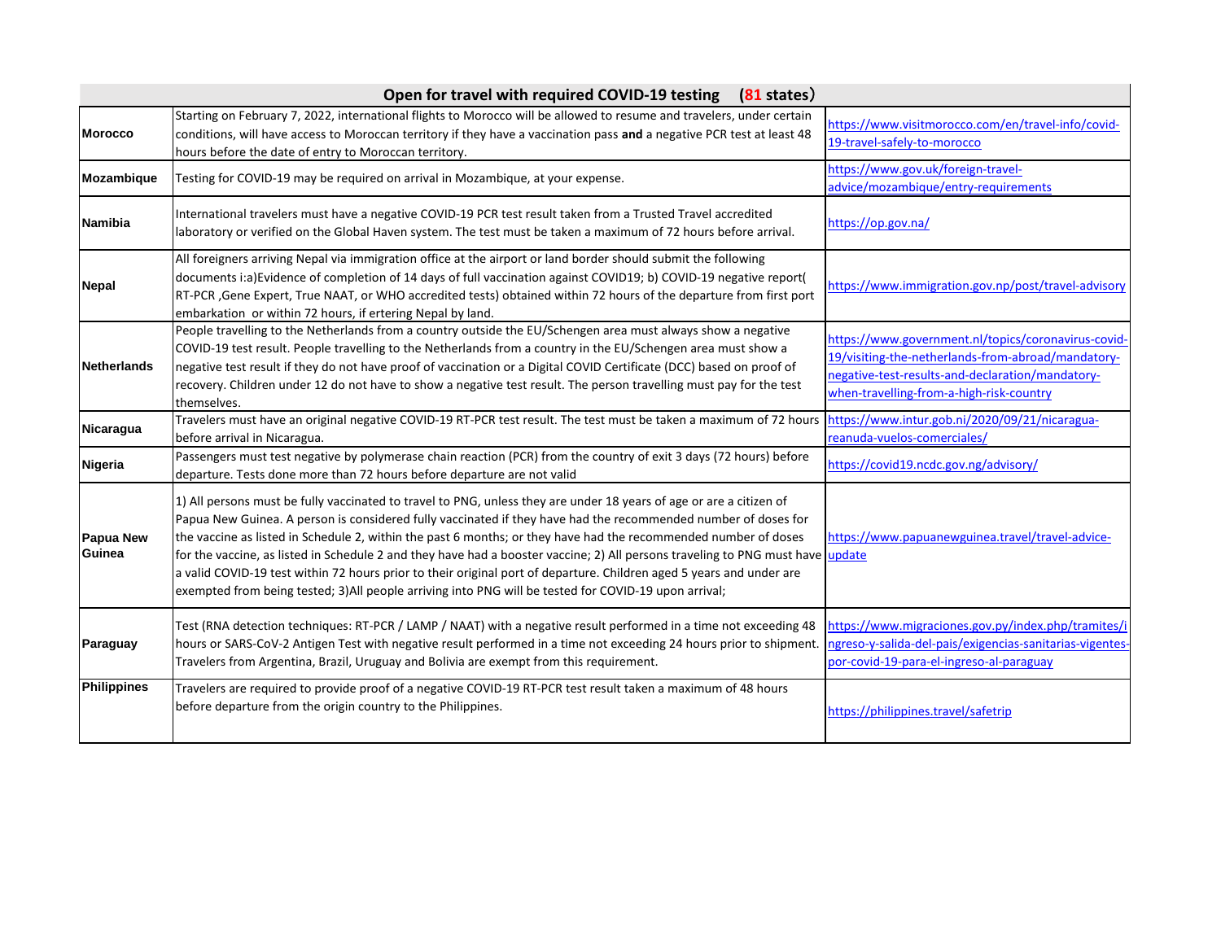| Open for travel with required COVID-19 testing (81 states) | | |
|---|---|---|
| **Morocco** | Starting on February 7, 2022, international flights to Morocco will be allowed to resume and travelers, under certain conditions, will have access to Moroccan territory if they have a vaccination pass **and** a negative PCR test at least 48 hours before the date of entry to Moroccan territory. | https://www.visitmorocco.com/en/travel-info/covid-19-travel-safely-to-morocco |
| **Mozambique** | Testing for COVID-19 may be required on arrival in Mozambique, at your expense. | https://www.gov.uk/foreign-travel-advice/mozambique/entry-requirements |
| **Namibia** | International travelers must have a negative COVID-19 PCR test result taken from a Trusted Travel accredited laboratory or verified on the Global Haven system. The test must be taken a maximum of 72 hours before arrival. | https://op.gov.na/ |
| **Nepal** | All foreigners arriving Nepal via immigration office at the airport or land border should submit the following documents i:a)Evidence of completion of 14 days of full vaccination against COVID19; b) COVID-19 negative report( RT-PCR ,Gene Expert, True NAAT, or WHO accredited tests) obtained within 72 hours of the departure from first port embarkation or within 72 hours, if ertering Nepal by land. | https://www.immigration.gov.np/post/travel-advisory |
| **Netherlands** | People travelling to the Netherlands from a country outside the EU/Schengen area must always show a negative COVID-19 test result. People travelling to the Netherlands from a country in the EU/Schengen area must show a negative test result if they do not have proof of vaccination or a Digital COVID Certificate (DCC) based on proof of recovery. Children under 12 do not have to show a negative test result. The person travelling must pay for the test themselves. | https://www.government.nl/topics/coronavirus-covid-19/visiting-the-netherlands-from-abroad/mandatory-negative-test-results-and-declaration/mandatory-when-travelling-from-a-high-risk-country |
| **Nicaragua** | Travelers must have an original negative COVID-19 RT-PCR test result. The test must be taken a maximum of 72 hours before arrival in Nicaragua. | https://www.intur.gob.ni/2020/09/21/nicaragua-reanuda-vuelos-comerciales/ |
| **Nigeria** | Passengers must test negative by polymerase chain reaction (PCR) from the country of exit 3 days (72 hours) before departure. Tests done more than 72 hours before departure are not valid | https://covid19.ncdc.gov.ng/advisory/ |
| **Papua New Guinea** | 1) All persons must be fully vaccinated to travel to PNG, unless they are under 18 years of age or are a citizen of Papua New Guinea. A person is considered fully vaccinated if they have had the recommended number of doses for the vaccine as listed in Schedule 2, within the past 6 months; or they have had the recommended number of doses for the vaccine, as listed in Schedule 2 and they have had a booster vaccine; 2) All persons traveling to PNG must have a valid COVID-19 test within 72 hours prior to their original port of departure. Children aged 5 years and under are exempted from being tested; 3)All people arriving into PNG will be tested for COVID-19 upon arrival; | https://www.papuanewguinea.travel/travel-advice-update |
| **Paraguay** | Test (RNA detection techniques: RT-PCR / LAMP / NAAT) with a negative result performed in a time not exceeding 48 hours or SARS-CoV-2 Antigen Test with negative result performed in a time not exceeding 24 hours prior to shipment. Travelers from Argentina, Brazil, Uruguay and Bolivia are exempt from this requirement. | https://www.migraciones.gov.py/index.php/tramites/ingreso-y-salida-del-pais/exigencias-sanitarias-vigentes-por-covid-19-para-el-ingreso-al-paraguay |
| **Philippines** | Travelers are required to provide proof of a negative COVID-19 RT-PCR test result taken a maximum of 48 hours before departure from the origin country to the Philippines. | https://philippines.travel/safetrip |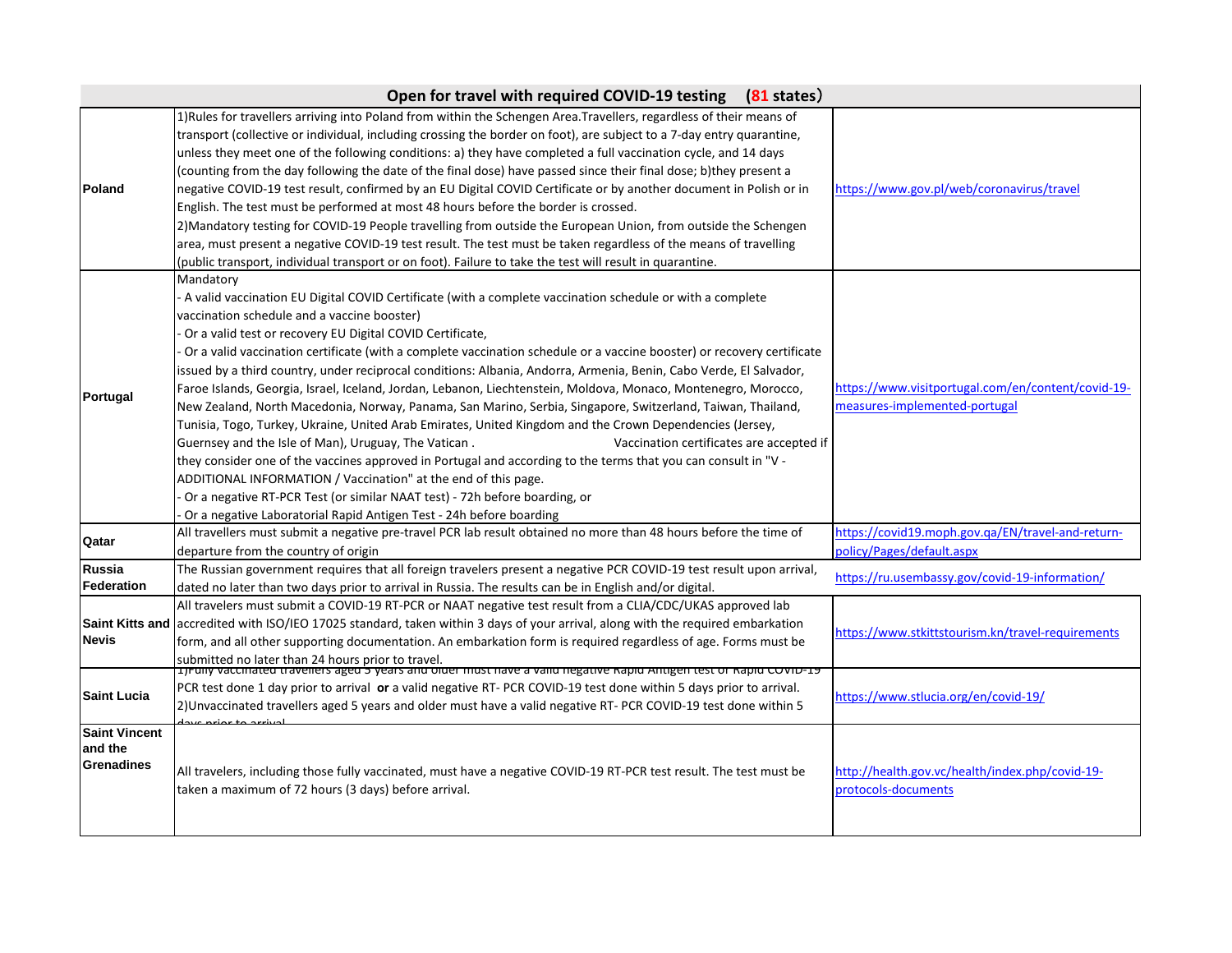| Open for travel with required COVID-19 testing (81 states) | | |
|---|---|---|
| **Poland** | 1)Rules for travellers arriving into Poland from within the Schengen Area.Travellers, regardless of their means of transport (collective or individual, including crossing the border on foot), are subject to a 7-day entry quarantine, unless they meet one of the following conditions: a) they have completed a full vaccination cycle, and 14 days (counting from the day following the date of the final dose) have passed since their final dose; b)they present a negative COVID-19 test result, confirmed by an EU Digital COVID Certificate or by another document in Polish or in English. The test must be performed at most 48 hours before the border is crossed.<br>2)Mandatory testing for COVID-19 People travelling from outside the European Union, from outside the Schengen area, must present a negative COVID-19 test result. The test must be taken regardless of the means of travelling (public transport, individual transport or on foot). Failure to take the test will result in quarantine. | https://www.gov.pl/web/coronavirus/travel |
| **Portugal** | Mandatory<br>- A valid vaccination EU Digital COVID Certificate (with a complete vaccination schedule or with a complete vaccination schedule and a vaccine booster)<br>- Or a valid test or recovery EU Digital COVID Certificate,<br>- Or a valid vaccination certificate (with a complete vaccination schedule or a vaccine booster) or recovery certificate issued by a third country, under reciprocal conditions: Albania, Andorra, Armenia, Benin, Cabo Verde, El Salvador, Faroe Islands, Georgia, Israel, Iceland, Jordan, Lebanon, Liechtenstein, Moldova, Monaco, Montenegro, Morocco, New Zealand, North Macedonia, Norway, Panama, San Marino, Serbia, Singapore, Switzerland, Taiwan, Thailand, Tunisia, Togo, Turkey, Ukraine, United Arab Emirates, United Kingdom and the Crown Dependencies (Jersey, Guernsey and the Isle of Man), Uruguay, The Vatican . Vaccination certificates are accepted if they consider one of the vaccines approved in Portugal and according to the terms that you can consult in "V - ADDITIONAL INFORMATION / Vaccination" at the end of this page.<br>- Or a negative RT-PCR Test (or similar NAAT test) - 72h before boarding, or<br>- Or a negative Laboratorial Rapid Antigen Test - 24h before boarding | https://www.visitportugal.com/en/content/covid-19-measures-implemented-portugal |
| **Qatar** | All travellers must submit a negative pre-travel PCR lab result obtained no more than 48 hours before the time of departure from the country of origin | https://covid19.moph.gov.qa/EN/travel-and-return-policy/Pages/default.aspx |
| **Russia Federation** | The Russian government requires that all foreign travelers present a negative PCR COVID-19 test result upon arrival, dated no later than two days prior to arrival in Russia. The results can be in English and/or digital. | https://ru.usembassy.gov/covid-19-information/ |
| **Saint Kitts and Nevis** | All travelers must submit a COVID-19 RT-PCR or NAAT negative test result from a CLIA/CDC/UKAS approved lab accredited with ISO/IEO 17025 standard, taken within 3 days of your arrival, along with the required embarkation form, and all other supporting documentation. An embarkation form is required regardless of age. Forms must be submitted no later than 24 hours prior to travel. | https://www.stkittstourism.kn/travel-requirements |
| **Saint Lucia** | 1)Fully vaccinated travellers aged 5 years and older must have a valid negative Rapid Antigen test or Rapid COVID-19 PCR test done 1 day prior to arrival **or** a valid negative RT- PCR COVID-19 test done within 5 days prior to arrival.<br>2)Unvaccinated travellers aged 5 years and older must have a valid negative RT- PCR COVID-19 test done within 5 days prior to arrival | https://www.stlucia.org/en/covid-19/ |
| **Saint Vincent and the Grenadines** | All travelers, including those fully vaccinated, must have a negative COVID-19 RT-PCR test result. The test must be taken a maximum of 72 hours (3 days) before arrival. | http://health.gov.vc/health/index.php/covid-19-protocols-documents |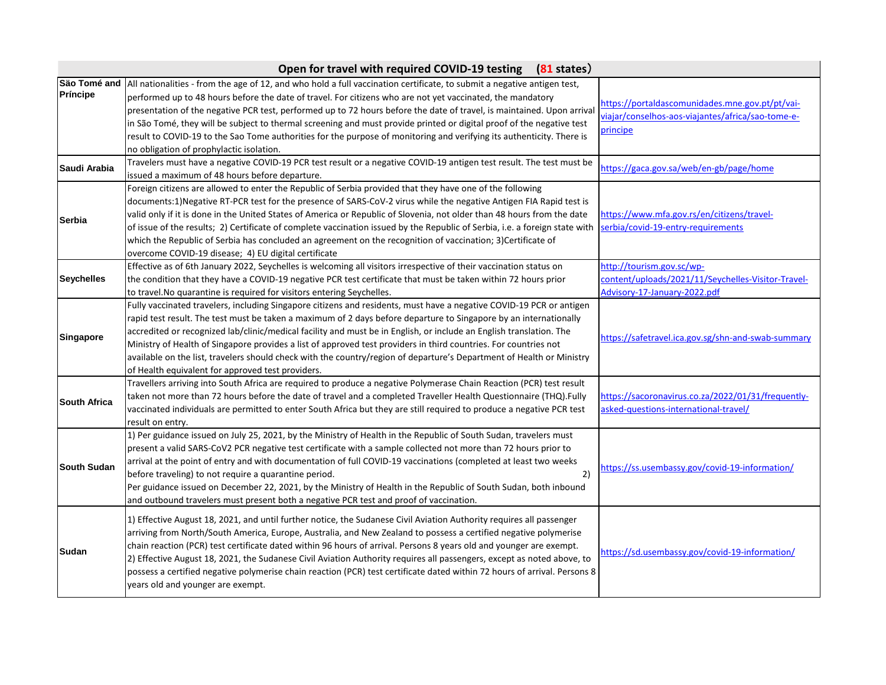| Open for travel with required COVID-19 testing (81 states) | | |
|---|---|---|
| Säo Tomé and Príncipe | All nationalities - from the age of 12, and who hold a full vaccination certificate, to submit a negative antigen test, performed up to 48 hours before the date of travel. For citizens who are not yet vaccinated, the mandatory presentation of the negative PCR test, performed up to 72 hours before the date of travel, is maintained. Upon arrival in São Tomé, they will be subject to thermal screening and must provide printed or digital proof of the negative test result to COVID-19 to the Sao Tome authorities for the purpose of monitoring and verifying its authenticity. There is no obligation of prophylactic isolation. | https://portaldascomunidades.mne.gov.pt/pt/vai-viajar/conselhos-aos-viajantes/africa/sao-tome-e-principe |
| Saudi Arabia | Travelers must have a negative COVID-19 PCR test result or a negative COVID-19 antigen test result. The test must be issued a maximum of 48 hours before departure. | https://gaca.gov.sa/web/en-gb/page/home |
| Serbia | Foreign citizens are allowed to enter the Republic of Serbia provided that they have one of the following documents:1)Negative RT-PCR test for the presence of SARS-CoV-2 virus while the negative Antigen FIA Rapid test is valid only if it is done in the United States of America or Republic of Slovenia, not older than 48 hours from the date of issue of the results; 2) Certificate of complete vaccination issued by the Republic of Serbia, i.e. a foreign state with which the Republic of Serbia has concluded an agreement on the recognition of vaccination; 3)Certificate of overcome COVID-19 disease; 4) EU digital certificate | https://www.mfa.gov.rs/en/citizens/travel-serbia/covid-19-entry-requirements |
| Seychelles | Effective as of 6th January 2022, Seychelles is welcoming all visitors irrespective of their vaccination status on the condition that they have a COVID-19 negative PCR test certificate that must be taken within 72 hours prior to travel.No quarantine is required for visitors entering Seychelles. | http://tourism.gov.sc/wp-content/uploads/2021/11/Seychelles-Visitor-Travel-Advisory-17-January-2022.pdf |
| Singapore | Fully vaccinated travelers, including Singapore citizens and residents, must have a negative COVID-19 PCR or antigen rapid test result. The test must be taken a maximum of 2 days before departure to Singapore by an internationally accredited or recognized lab/clinic/medical facility and must be in English, or include an English translation. The Ministry of Health of Singapore provides a list of approved test providers in third countries. For countries not available on the list, travelers should check with the country/region of departure's Department of Health or Ministry of Health equivalent for approved test providers. | https://safetravel.ica.gov.sg/shn-and-swab-summary |
| South Africa | Travellers arriving into South Africa are required to produce a negative Polymerase Chain Reaction (PCR) test result taken not more than 72 hours before the date of travel and a completed Traveller Health Questionnaire (THQ).Fully vaccinated individuals are permitted to enter South Africa but they are still required to produce a negative PCR test result on entry. | https://sacoronavirus.co.za/2022/01/31/frequently-asked-questions-international-travel/ |
| South Sudan | 1) Per guidance issued on July 25, 2021, by the Ministry of Health in the Republic of South Sudan, travelers must present a valid SARS-CoV2 PCR negative test certificate with a sample collected not more than 72 hours prior to arrival at the point of entry and with documentation of full COVID-19 vaccinations (completed at least two weeks before traveling) to not require a quarantine period. 2) Per guidance issued on December 22, 2021, by the Ministry of Health in the Republic of South Sudan, both inbound and outbound travelers must present both a negative PCR test and proof of vaccination. | https://ss.usembassy.gov/covid-19-information/ |
| Sudan | 1) Effective August 18, 2021, and until further notice, the Sudanese Civil Aviation Authority requires all passenger arriving from North/South America, Europe, Australia, and New Zealand to possess a certified negative polymerise chain reaction (PCR) test certificate dated within 96 hours of arrival. Persons 8 years old and younger are exempt. 2) Effective August 18, 2021, the Sudanese Civil Aviation Authority requires all passengers, except as noted above, to possess a certified negative polymerise chain reaction (PCR) test certificate dated within 72 hours of arrival. Persons 8 years old and younger are exempt. | https://sd.usembassy.gov/covid-19-information/ |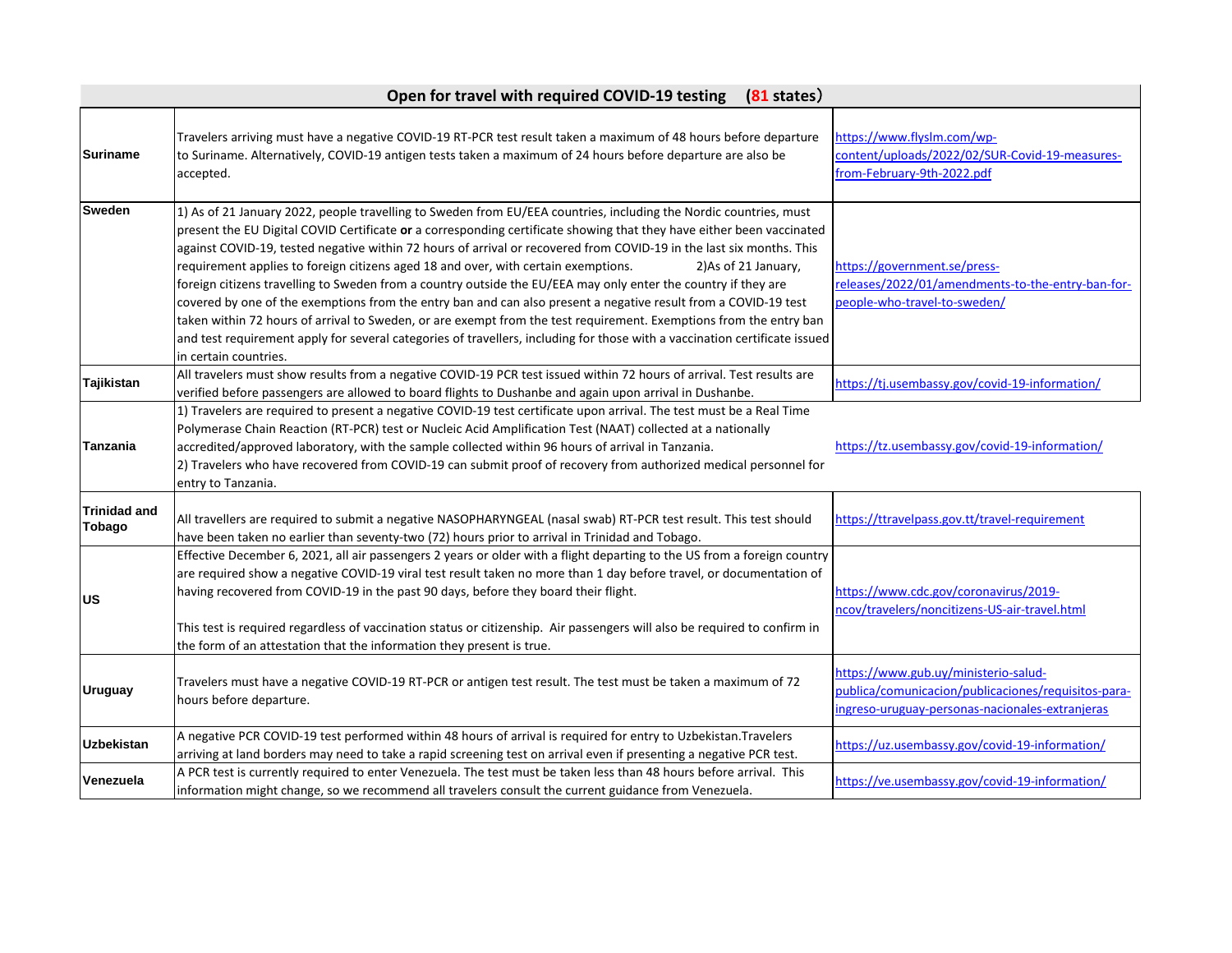| Open for travel with required COVID-19 testing (81 states) | | |
|---|---|---|
| **Suriname** | Travelers arriving must have a negative COVID-19 RT-PCR test result taken a maximum of 48 hours before departure to Suriname. Alternatively, COVID-19 antigen tests taken a maximum of 24 hours before departure are also be accepted. | https://www.flyslm.com/wp-content/uploads/2022/02/SUR-Covid-19-measures-from-February-9th-2022.pdf |
| **Sweden** | 1) As of 21 January 2022, people travelling to Sweden from EU/EEA countries, including the Nordic countries, must present the EU Digital COVID Certificate **or** a corresponding certificate showing that they have either been vaccinated against COVID-19, tested negative within 72 hours of arrival or recovered from COVID-19 in the last six months. This requirement applies to foreign citizens aged 18 and over, with certain exemptions. 2)As of 21 January, foreign citizens travelling to Sweden from a country outside the EU/EEA may only enter the country if they are covered by one of the exemptions from the entry ban and can also present a negative result from a COVID-19 test taken within 72 hours of arrival to Sweden, or are exempt from the test requirement. Exemptions from the entry ban and test requirement apply for several categories of travellers, including for those with a vaccination certificate issued in certain countries. | https://government.se/press-releases/2022/01/amendments-to-the-entry-ban-for-people-who-travel-to-sweden/ |
| **Tajikistan** | All travelers must show results from a negative COVID-19 PCR test issued within 72 hours of arrival. Test results are verified before passengers are allowed to board flights to Dushanbe and again upon arrival in Dushanbe. | https://tj.usembassy.gov/covid-19-information/ |
| **Tanzania** | 1) Travelers are required to present a negative COVID-19 test certificate upon arrival. The test must be a Real Time Polymerase Chain Reaction (RT-PCR) test or Nucleic Acid Amplification Test (NAAT) collected at a nationally accredited/approved laboratory, with the sample collected within 96 hours of arrival in Tanzania.<br>2) Travelers who have recovered from COVID-19 can submit proof of recovery from authorized medical personnel for entry to Tanzania. | https://tz.usembassy.gov/covid-19-information/ |
| **Trinidad and Tobago** | All travellers are required to submit a negative NASOPHARYNGEAL (nasal swab) RT-PCR test result. This test should have been taken no earlier than seventy-two (72) hours prior to arrival in Trinidad and Tobago. | https://ttravelpass.gov.tt/travel-requirement |
| **US** | Effective December 6, 2021, all air passengers 2 years or older with a flight departing to the US from a foreign country are required show a negative COVID-19 viral test result taken no more than 1 day before travel, or documentation of having recovered from COVID-19 in the past 90 days, before they board their flight.<br><br>This test is required regardless of vaccination status or citizenship. Air passengers will also be required to confirm in the form of an attestation that the information they present is true. | https://www.cdc.gov/coronavirus/2019-ncov/travelers/noncitizens-US-air-travel.html |
| **Uruguay** | Travelers must have a negative COVID-19 RT-PCR or antigen test result. The test must be taken a maximum of 72 hours before departure. | https://www.gub.uy/ministerio-salud-publica/comunicacion/publicaciones/requisitos-para-ingreso-uruguay-personas-nacionales-extranjeras |
| **Uzbekistan** | A negative PCR COVID-19 test performed within 48 hours of arrival is required for entry to Uzbekistan.Travelers arriving at land borders may need to take a rapid screening test on arrival even if presenting a negative PCR test. | https://uz.usembassy.gov/covid-19-information/ |
| **Venezuela** | A PCR test is currently required to enter Venezuela. The test must be taken less than 48 hours before arrival. This information might change, so we recommend all travelers consult the current guidance from Venezuela. | https://ve.usembassy.gov/covid-19-information/ |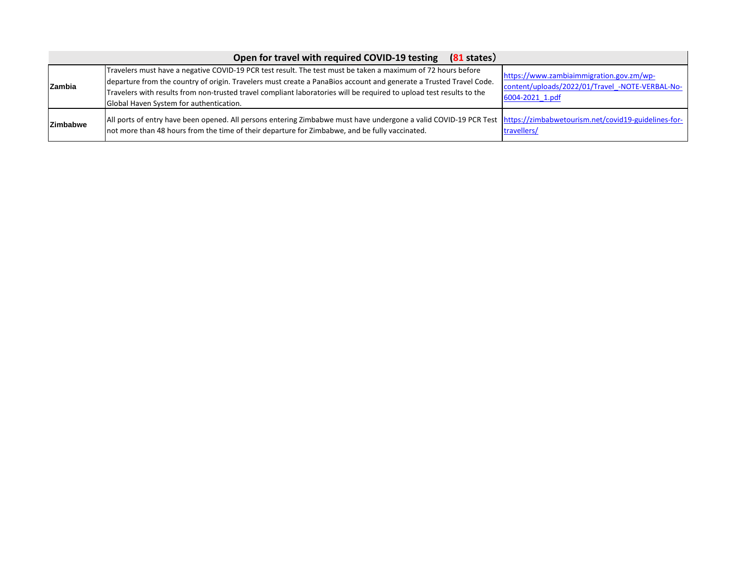| Open for travel with required COVID-19 testing (81 states) | | |
|---|---|---|
| **Zambia** | Travelers must have a negative COVID-19 PCR test result. The test must be taken a maximum of 72 hours before departure from the country of origin. Travelers must create a PanaBios account and generate a Trusted Travel Code. Travelers with results from non-trusted travel compliant laboratories will be required to upload test results to the Global Haven System for authentication. | https://www.zambiaimmigration.gov.zm/wp-content/uploads/2022/01/Travel_-NOTE-VERBAL-No-6004-2021_1.pdf |
| **Zimbabwe** | All ports of entry have been opened. All persons entering Zimbabwe must have undergone a valid COVID-19 PCR Test not more than 48 hours from the time of their departure for Zimbabwe, and be fully vaccinated. | https://zimbabwetourism.net/covid19-guidelines-for-travellers/ |